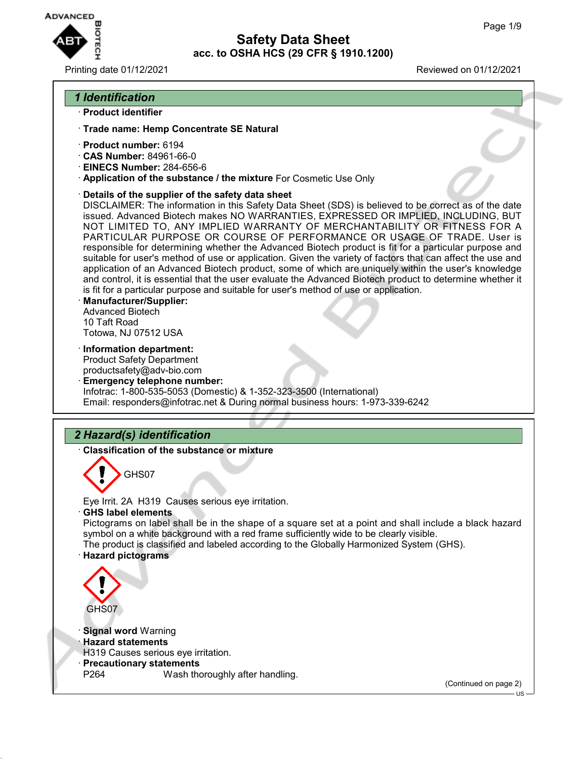# Safety Data Sheet

## acc. to OSHA HCS (29 CFR § 1910.1200)

Printing date 01/12/2021 Reviewed on 01/12/2021

## 1 Identification

· **Product identifier**

· **Trade name: Hemp Concentrate SE Natural**

· **Product number:** 6194
· **CAS Number:** 84961-66-0
· **EINECS Number:** 284-656-6
· **Application of the substance / the mixture** For Cosmetic Use Only

· **Details of the supplier of the safety data sheet**
DISCLAIMER: The information in this Safety Data Sheet (SDS) is believed to be correct as of the date issued. Advanced Biotech makes NO WARRANTIES, EXPRESSED OR IMPLIED, INCLUDING, BUT NOT LIMITED TO, ANY IMPLIED WARRANTY OF MERCHANTABILITY OR FITNESS FOR A PARTICULAR PURPOSE OR COURSE OF PERFORMANCE OR USAGE OF TRADE. User is responsible for determining whether the Advanced Biotech product is fit for a particular purpose and suitable for user's method of use or application. Given the variety of factors that can affect the use and application of an Advanced Biotech product, some of which are uniquely within the user's knowledge and control, it is essential that the user evaluate the Advanced Biotech product to determine whether it is fit for a particular purpose and suitable for user's method of use or application.

· **Manufacturer/Supplier:**
Advanced Biotech
10 Taft Road
Totowa, NJ 07512 USA

· **Information department:**
Product Safety Department
productsafety@adv-bio.com

· **Emergency telephone number:**
Infotrac: 1-800-535-5053 (Domestic) & 1-352-323-3500 (International)
Email: responders@infotrac.net & During normal business hours: 1-973-339-6242

## 2 Hazard(s) identification

· **Classification of the substance or mixture**

GHS07

Eye Irrit. 2A H319 Causes serious eye irritation.

· **GHS label elements**
Pictograms on label shall be in the shape of a square set at a point and shall include a black hazard symbol on a white background with a red frame sufficiently wide to be clearly visible.
The product is classified and labeled according to the Globally Harmonized System (GHS).

· **Hazard pictograms**

GHS07

· **Signal word** Warning
· **Hazard statements**
H319 Causes serious eye irritation.
· **Precautionary statements**
P264 Wash thoroughly after handling.

(Continued on page 2)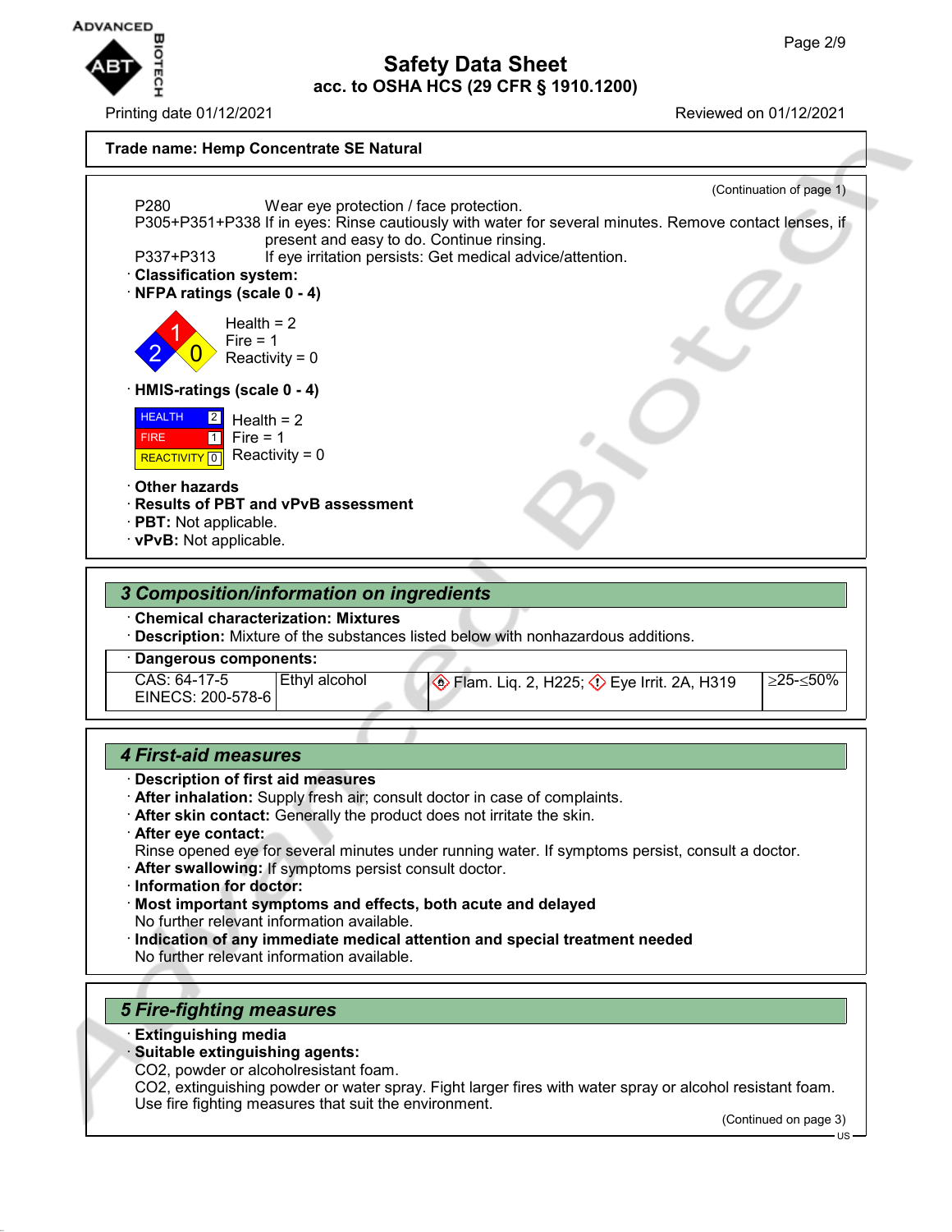# Safety Data Sheet
## acc. to OSHA HCS (29 CFR § 1910.1200)

Printing date 01/12/2021 Reviewed on 01/12/2021

**Trade name: Hemp Concentrate SE Natural**

(Continuation of page 1)

P280 Wear eye protection / face protection.
P305+P351+P338 If in eyes: Rinse cautiously with water for several minutes. Remove contact lenses, if present and easy to do. Continue rinsing.
P337+P313 If eye irritation persists: Get medical advice/attention.

· **Classification system:**
· **NFPA ratings (scale 0 - 4)**

Health = 2
Fire = 1
Reactivity = 0

· **HMIS-ratings (scale 0 - 4)**

| | | |
|---|---|---|
| HEALTH | 2 | Health = 2 |
| FIRE | 1 | Fire = 1 |
| REACTIVITY | 0 | Reactivity = 0 |

· **Other hazards**
· **Results of PBT and vPvB assessment**
· **PBT:** Not applicable.
· **vPvB:** Not applicable.

## 3 Composition/information on ingredients

· **Chemical characterization: Mixtures**
· **Description:** Mixture of the substances listed below with nonhazardous additions.

· **Dangerous components:**

| | | | |
|---|---|---|---|
| CAS: 64-17-5<br>EINECS: 200-578-6 | Ethyl alcohol | Flam. Liq. 2, H225; Eye Irrit. 2A, H319 | ≥25-≤50% |

## 4 First-aid measures

· **Description of first aid measures**
· **After inhalation:** Supply fresh air; consult doctor in case of complaints.
· **After skin contact:** Generally the product does not irritate the skin.
· **After eye contact:**
Rinse opened eye for several minutes under running water. If symptoms persist, consult a doctor.
· **After swallowing:** If symptoms persist consult doctor.
· **Information for doctor:**
· **Most important symptoms and effects, both acute and delayed**
No further relevant information available.
· **Indication of any immediate medical attention and special treatment needed**
No further relevant information available.

## 5 Fire-fighting measures

· **Extinguishing media**
· **Suitable extinguishing agents:**
$CO_2$, powder or alcoholresistant foam.
$CO_2$, extinguishing powder or water spray. Fight larger fires with water spray or alcohol resistant foam.
Use fire fighting measures that suit the environment.

(Continued on page 3)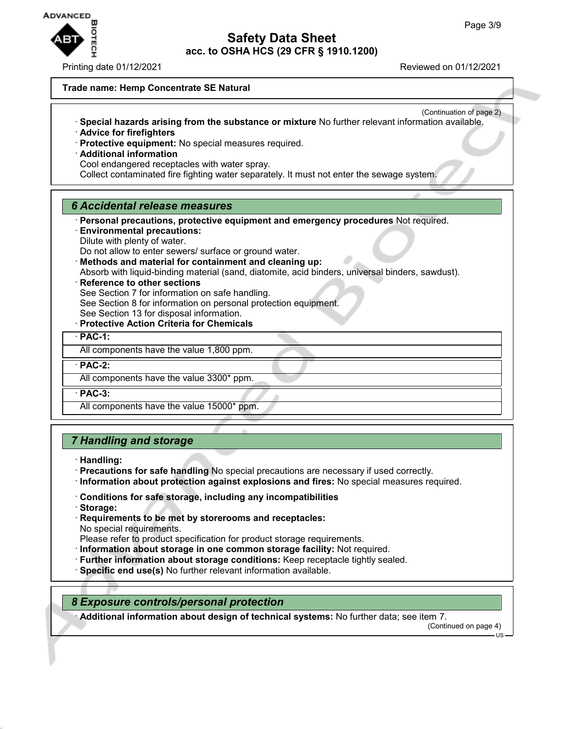Trade name: Hemp Concentrate SE Natural

(Continuation of page 2)

· **Special hazards arising from the substance or mixture** No further relevant information available.
· **Advice for firefighters**
· **Protective equipment:** No special measures required.
· **Additional information**
Cool endangered receptacles with water spray.
Collect contaminated fire fighting water separately. It must not enter the sewage system.

## 6 Accidental release measures

· **Personal precautions, protective equipment and emergency procedures** Not required.
· **Environmental precautions:**
Dilute with plenty of water.
Do not allow to enter sewers/ surface or ground water.
· **Methods and material for containment and cleaning up:**
Absorb with liquid-binding material (sand, diatomite, acid binders, universal binders, sawdust).
· **Reference to other sections**
See Section 7 for information on safe handling.
See Section 8 for information on personal protection equipment.
See Section 13 for disposal information.
· **Protective Action Criteria for Chemicals**

· **PAC-1:**
All components have the value 1,800 ppm.

· **PAC-2:**
All components have the value 3300* ppm.

· **PAC-3:**
All components have the value 15000* ppm.

## 7 Handling and storage

· **Handling:**
· **Precautions for safe handling** No special precautions are necessary if used correctly.
· **Information about protection against explosions and fires:** No special measures required.

· **Conditions for safe storage, including any incompatibilities**
· **Storage:**
· **Requirements to be met by storerooms and receptacles:**
No special requirements.
Please refer to product specification for product storage requirements.
· **Information about storage in one common storage facility:** Not required.
· **Further information about storage conditions:** Keep receptacle tightly sealed.
· **Specific end use(s)** No further relevant information available.

## 8 Exposure controls/personal protection

· **Additional information about design of technical systems:** No further data; see item 7.

(Continued on page 4)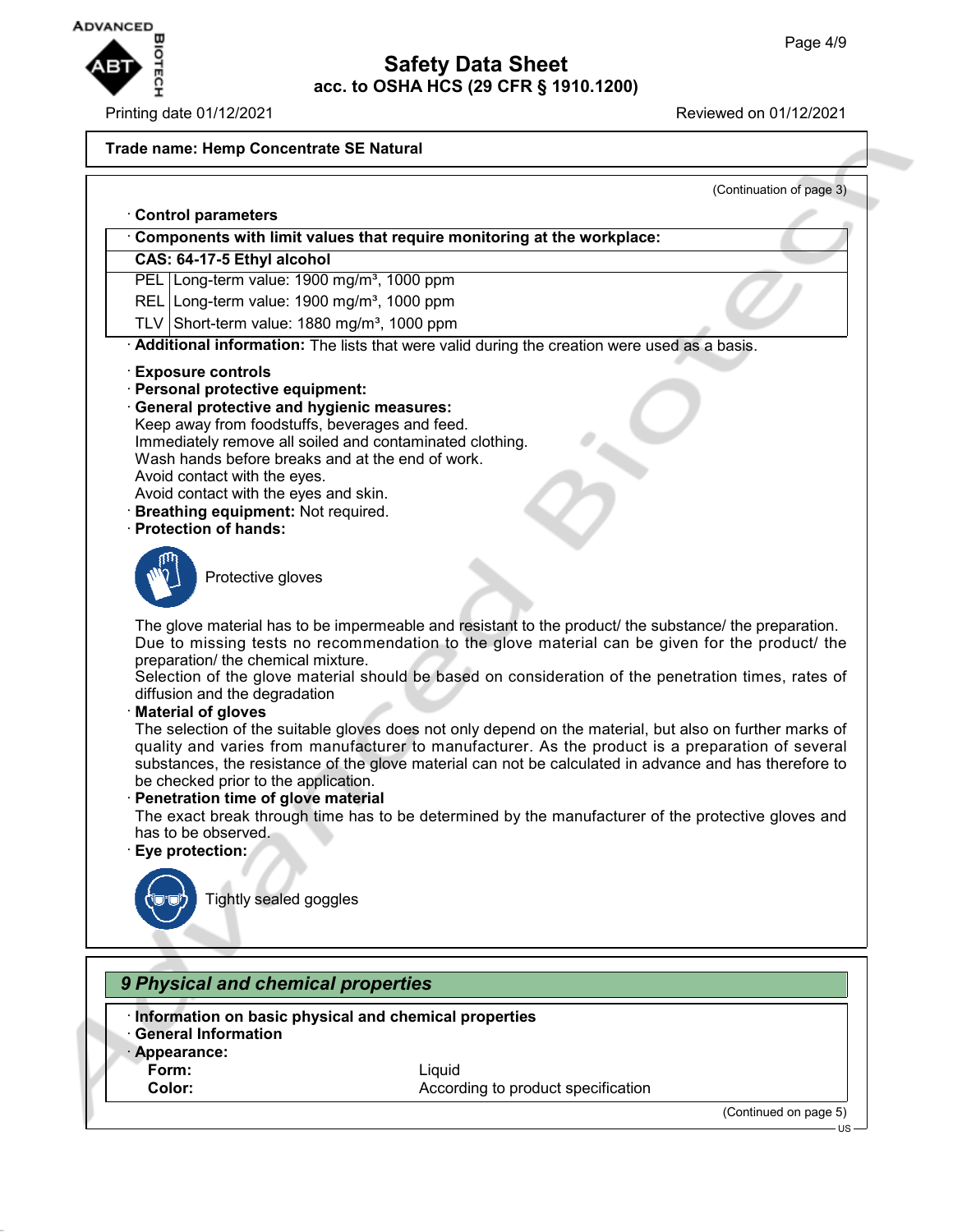Trade name: Hemp Concentrate SE Natural

(Continuation of page 3)

· **Control parameters**

| · **Components with limit values that require monitoring at the workplace:** | |
|---|---|
| **CAS: 64-17-5 Ethyl alcohol** | |
| PEL | Long-term value: 1900 mg/m³, 1000 ppm |
| REL | Long-term value: 1900 mg/m³, 1000 ppm |
| TLV | Short-term value: 1880 mg/m³, 1000 ppm |

· **Additional information:** The lists that were valid during the creation were used as a basis.

· **Exposure controls**
· **Personal protective equipment:**
· **General protective and hygienic measures:**
Keep away from foodstuffs, beverages and feed.
Immediately remove all soiled and contaminated clothing.
Wash hands before breaks and at the end of work.
Avoid contact with the eyes.
Avoid contact with the eyes and skin.
· **Breathing equipment:** Not required.
· **Protection of hands:**

Protective gloves

The glove material has to be impermeable and resistant to the product/ the substance/ the preparation.
Due to missing tests no recommendation to the glove material can be given for the product/ the preparation/ the chemical mixture.
Selection of the glove material should be based on consideration of the penetration times, rates of diffusion and the degradation
· **Material of gloves**
The selection of the suitable gloves does not only depend on the material, but also on further marks of quality and varies from manufacturer to manufacturer. As the product is a preparation of several substances, the resistance of the glove material can not be calculated in advance and has therefore to be checked prior to the application.
· **Penetration time of glove material**
The exact break through time has to be determined by the manufacturer of the protective gloves and has to be observed.
· **Eye protection:**

Tightly sealed goggles

## *9 Physical and chemical properties*

· **Information on basic physical and chemical properties**
· **General Information**
· **Appearance:**

| | |
|---|---|
| **Form:** | Liquid |
| **Color:** | According to product specification |

(Continued on page 5)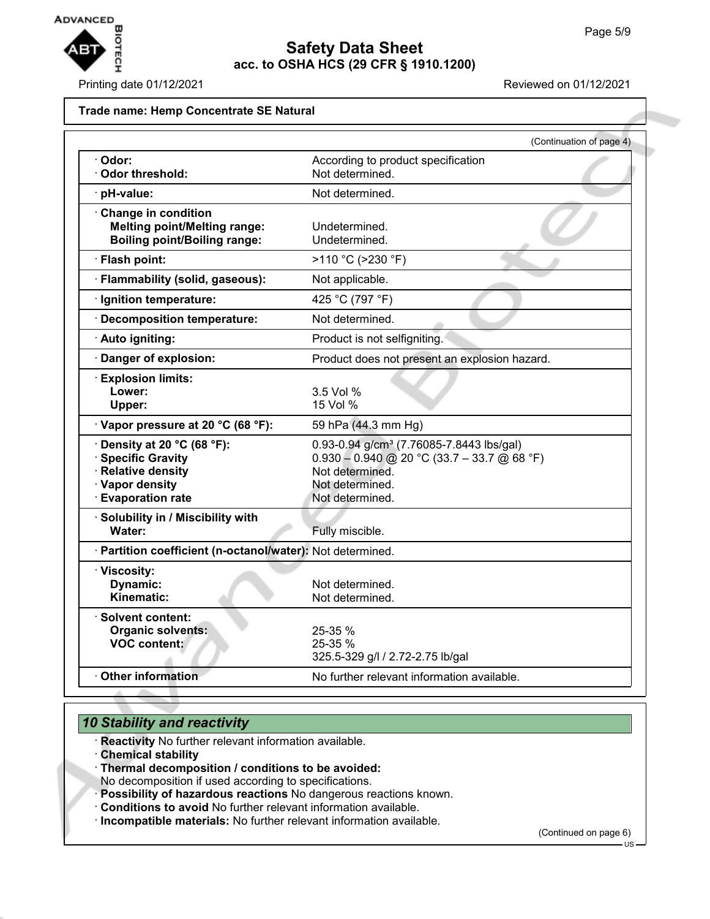**Trade name: Hemp Concentrate SE Natural**

(Continuation of page 4)

| | |
|---|---|
| · **Odor:** | According to product specification |
| · **Odor threshold:** | Not determined. |
| · **pH-value:** | Not determined. |
| · **Change in condition** | |
| **Melting point/Melting range:** | Undetermined. |
| **Boiling point/Boiling range:** | Undetermined. |
| · **Flash point:** | >110 °C (>230 °F) |
| · **Flammability (solid, gaseous):** | Not applicable. |
| · **Ignition temperature:** | 425 °C (797 °F) |
| · **Decomposition temperature:** | Not determined. |
| · **Auto igniting:** | Product is not selfigniting. |
| · **Danger of explosion:** | Product does not present an explosion hazard. |
| · **Explosion limits:** | |
| **Lower:** | 3.5 Vol % |
| **Upper:** | 15 Vol % |
| · **Vapor pressure at 20 °C (68 °F):** | 59 hPa (44.3 mm Hg) |
| · **Density at 20 °C (68 °F):** | 0.93-0.94 g/cm³ (7.76085-7.8443 lbs/gal) |
| · **Specific Gravity** | 0.930 – 0.940 @ 20 °C (33.7 – 33.7 @ 68 °F) |
| · **Relative density** | Not determined. |
| · **Vapor density** | Not determined. |
| · **Evaporation rate** | Not determined. |
| · **Solubility in / Miscibility with** | |
| **Water:** | Fully miscible. |
| · **Partition coefficient (n-octanol/water):** | Not determined. |
| · **Viscosity:** | |
| **Dynamic:** | Not determined. |
| **Kinematic:** | Not determined. |
| · **Solvent content:** | |
| **Organic solvents:** | 25-35 % |
| **VOC content:** | 25-35 % |
| | 325.5-329 g/l / 2.72-2.75 lb/gal |
| · **Other information** | No further relevant information available. |

## *10 Stability and reactivity*

· **Reactivity** No further relevant information available.
· **Chemical stability**
· **Thermal decomposition / conditions to be avoided:**
No decomposition if used according to specifications.
· **Possibility of hazardous reactions** No dangerous reactions known.
· **Conditions to avoid** No further relevant information available.
· **Incompatible materials:** No further relevant information available.

(Continued on page 6)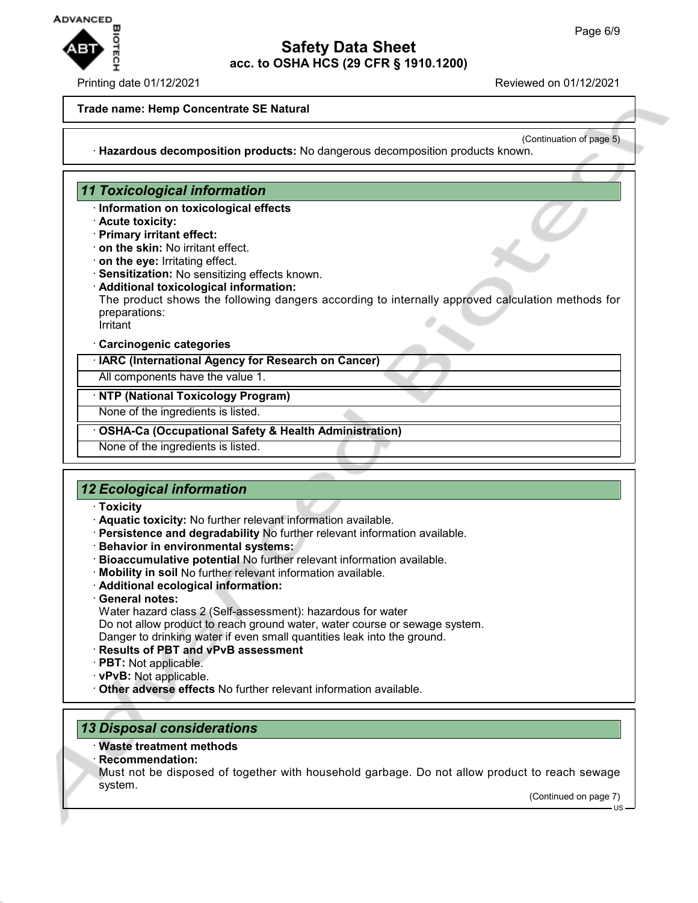**Trade name: Hemp Concentrate SE Natural**

(Continuation of page 5)

· **Hazardous decomposition products:** No dangerous decomposition products known.

## 11 Toxicological information

· **Information on toxicological effects**
· **Acute toxicity:**
· **Primary irritant effect:**
· **on the skin:** No irritant effect.
· **on the eye:** Irritating effect.
· **Sensitization:** No sensitizing effects known.
· **Additional toxicological information:**
The product shows the following dangers according to internally approved calculation methods for preparations:
Irritant

· **Carcinogenic categories**

· **IARC (International Agency for Research on Cancer)**
All components have the value 1.

· **NTP (National Toxicology Program)**
None of the ingredients is listed.

· **OSHA-Ca (Occupational Safety & Health Administration)**
None of the ingredients is listed.

## 12 Ecological information

· **Toxicity**
· **Aquatic toxicity:** No further relevant information available.
· **Persistence and degradability** No further relevant information available.
· **Behavior in environmental systems:**
· **Bioaccumulative potential** No further relevant information available.
· **Mobility in soil** No further relevant information available.
· **Additional ecological information:**
· **General notes:**
Water hazard class 2 (Self-assessment): hazardous for water
Do not allow product to reach ground water, water course or sewage system.
Danger to drinking water if even small quantities leak into the ground.
· **Results of PBT and vPvB assessment**
· **PBT:** Not applicable.
· **vPvB:** Not applicable.
· **Other adverse effects** No further relevant information available.

## 13 Disposal considerations

· **Waste treatment methods**
· **Recommendation:**
Must not be disposed of together with household garbage. Do not allow product to reach sewage system.

(Continued on page 7)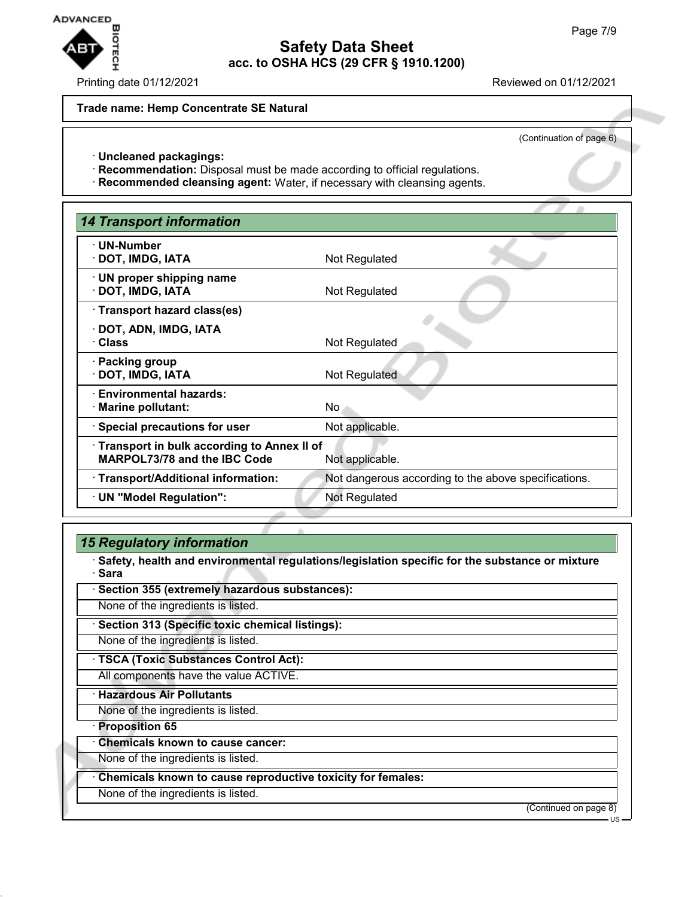**Trade name: Hemp Concentrate SE Natural**

(Continuation of page 6)

· **Uncleaned packagings:**
· **Recommendation:** Disposal must be made according to official regulations.
· **Recommended cleansing agent:** Water, if necessary with cleansing agents.

## 14 Transport information

| | |
|---|---|
| · **UN-Number**<br>· **DOT, IMDG, IATA** | Not Regulated |
| · **UN proper shipping name**<br>· **DOT, IMDG, IATA** | Not Regulated |
| · **Transport hazard class(es)**<br>· **DOT, ADN, IMDG, IATA**<br>· **Class** | Not Regulated |
| · **Packing group**<br>· **DOT, IMDG, IATA** | Not Regulated |
| · **Environmental hazards:**<br>· **Marine pollutant:** | No |
| · **Special precautions for user** | Not applicable. |
| · **Transport in bulk according to Annex II of MARPOL73/78 and the IBC Code** | Not applicable. |
| · **Transport/Additional information:** | Not dangerous according to the above specifications. |
| · **UN "Model Regulation":** | Not Regulated |

## 15 Regulatory information

· **Safety, health and environmental regulations/legislation specific for the substance or mixture**
· **Sara**

· **Section 355 (extremely hazardous substances):**
None of the ingredients is listed.

· **Section 313 (Specific toxic chemical listings):**
None of the ingredients is listed.

· **TSCA (Toxic Substances Control Act):**
All components have the value ACTIVE.

· **Hazardous Air Pollutants**
None of the ingredients is listed.

· **Proposition 65**

· **Chemicals known to cause cancer:**
None of the ingredients is listed.

· **Chemicals known to cause reproductive toxicity for females:**
None of the ingredients is listed.

(Continued on page 8)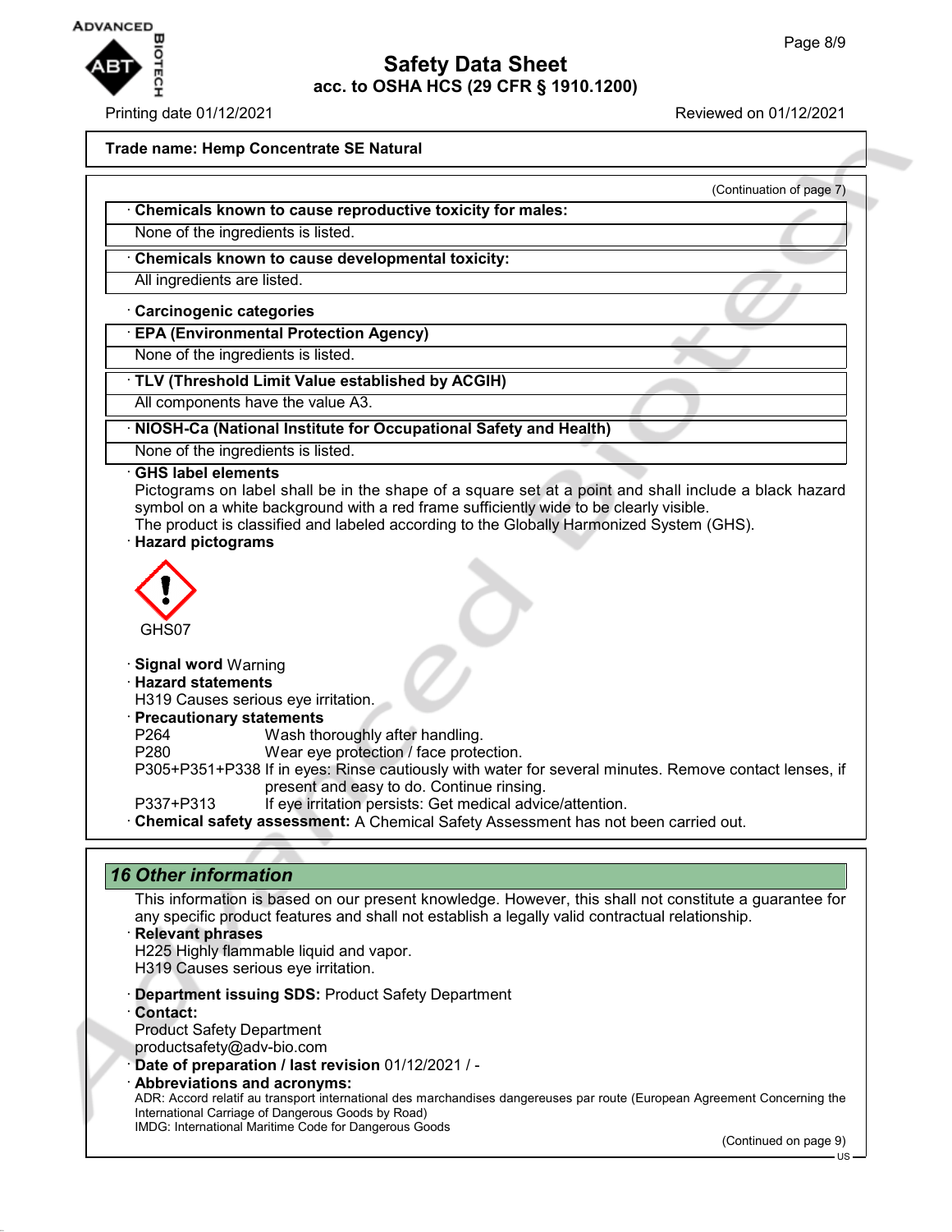**Trade name: Hemp Concentrate SE Natural**

(Continuation of page 7)

· **Chemicals known to cause reproductive toxicity for males:**

None of the ingredients is listed.

· **Chemicals known to cause developmental toxicity:**

All ingredients are listed.

· **Carcinogenic categories**

· **EPA (Environmental Protection Agency)**

None of the ingredients is listed.

· **TLV (Threshold Limit Value established by ACGIH)**

All components have the value A3.

· **NIOSH-Ca (National Institute for Occupational Safety and Health)**

None of the ingredients is listed.

· **GHS label elements**

Pictograms on label shall be in the shape of a square set at a point and shall include a black hazard symbol on a white background with a red frame sufficiently wide to be clearly visible.
The product is classified and labeled according to the Globally Harmonized System (GHS).

· **Hazard pictograms**

GHS07

· **Signal word** Warning

· **Hazard statements**

H319 Causes serious eye irritation.

· **Precautionary statements**

P264 Wash thoroughly after handling.
P280 Wear eye protection / face protection.
P305+P351+P338 If in eyes: Rinse cautiously with water for several minutes. Remove contact lenses, if present and easy to do. Continue rinsing.
P337+P313 If eye irritation persists: Get medical advice/attention.

· **Chemical safety assessment:** A Chemical Safety Assessment has not been carried out.

## *16 Other information*

This information is based on our present knowledge. However, this shall not constitute a guarantee for any specific product features and shall not establish a legally valid contractual relationship.

· **Relevant phrases**

H225 Highly flammable liquid and vapor.
H319 Causes serious eye irritation.

· **Department issuing SDS:** Product Safety Department

· **Contact:**

Product Safety Department
productsafety@adv-bio.com

· **Date of preparation / last revision** 01/12/2021 / -

· **Abbreviations and acronyms:**

ADR: Accord relatif au transport international des marchandises dangereuses par route (European Agreement Concerning the International Carriage of Dangerous Goods by Road)
IMDG: International Maritime Code for Dangerous Goods

(Continued on page 9)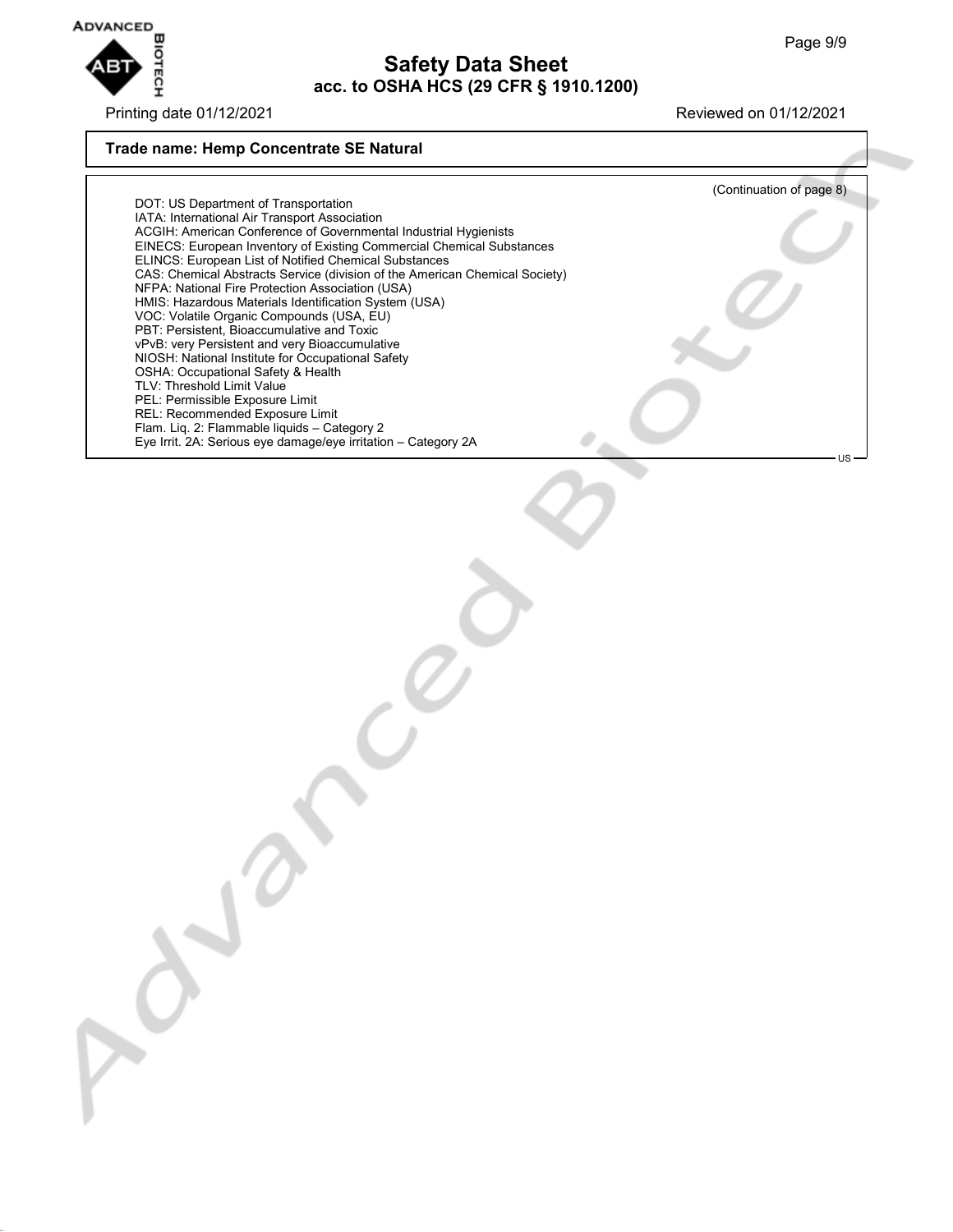**Trade name: Hemp Concentrate SE Natural**

(Continuation of page 8)

DOT: US Department of Transportation
IATA: International Air Transport Association
ACGIH: American Conference of Governmental Industrial Hygienists
EINECS: European Inventory of Existing Commercial Chemical Substances
ELINCS: European List of Notified Chemical Substances
CAS: Chemical Abstracts Service (division of the American Chemical Society)
NFPA: National Fire Protection Association (USA)
HMIS: Hazardous Materials Identification System (USA)
VOC: Volatile Organic Compounds (USA, EU)
PBT: Persistent, Bioaccumulative and Toxic
vPvB: very Persistent and very Bioaccumulative
NIOSH: National Institute for Occupational Safety
OSHA: Occupational Safety & Health
TLV: Threshold Limit Value
PEL: Permissible Exposure Limit
REL: Recommended Exposure Limit
Flam. Liq. 2: Flammable liquids – Category 2
Eye Irrit. 2A: Serious eye damage/eye irritation – Category 2A

US